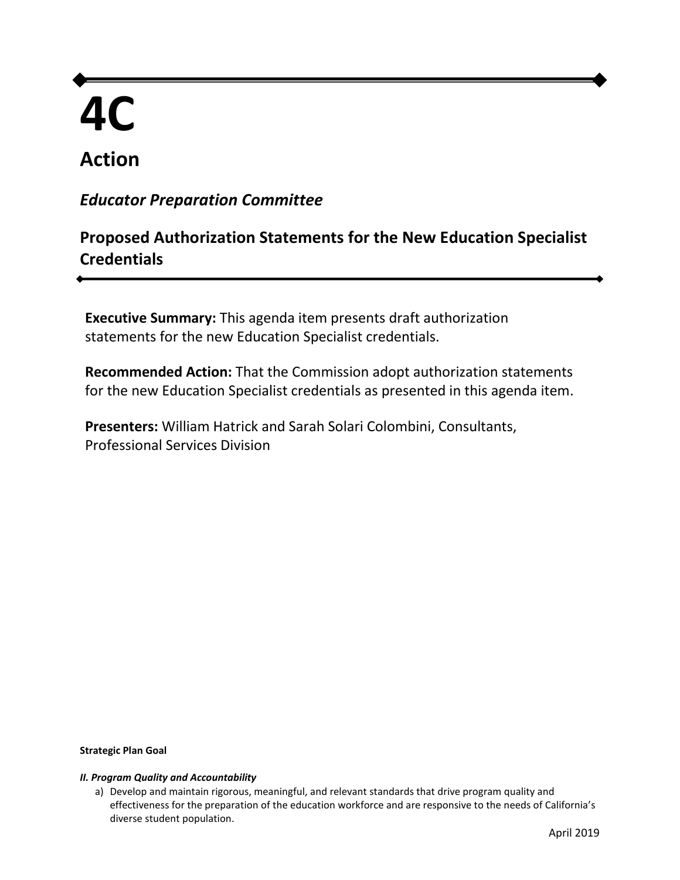# 4C

## Action

### *Educator Preparation Committee*

### Proposed Authorization Statements for the New Education Specialist Credentials

**Executive Summary:** This agenda item presents draft authorization statements for the new Education Specialist credentials.

**Recommended Action:** That the Commission adopt authorization statements for the new Education Specialist credentials as presented in this agenda item.

**Presenters:** William Hatrick and Sarah Solari Colombini, Consultants, Professional Services Division

**Strategic Plan Goal**

***II. Program Quality and Accountability***

a) Develop and maintain rigorous, meaningful, and relevant standards that drive program quality and effectiveness for the preparation of the education workforce and are responsive to the needs of California's diverse student population.

April 2019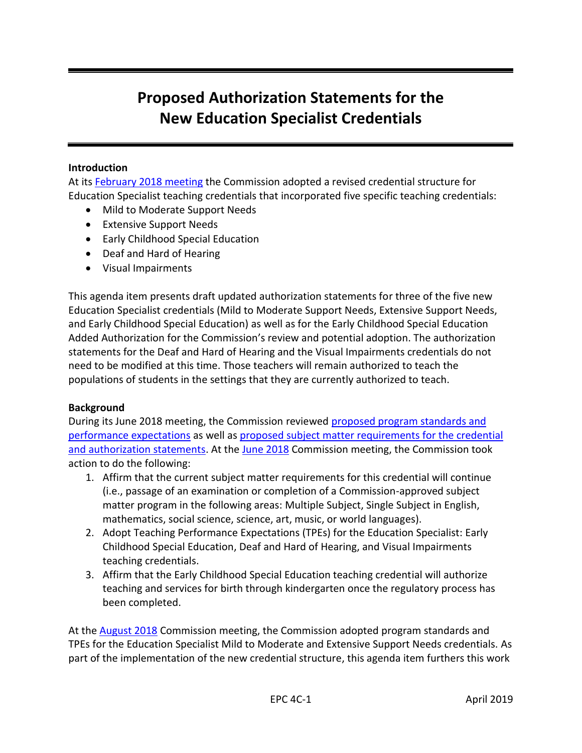# Proposed Authorization Statements for the New Education Specialist Credentials

**Introduction**

At its February 2018 meeting the Commission adopted a revised credential structure for Education Specialist teaching credentials that incorporated five specific teaching credentials:

- Mild to Moderate Support Needs
- Extensive Support Needs
- Early Childhood Special Education
- Deaf and Hard of Hearing
- Visual Impairments

This agenda item presents draft updated authorization statements for three of the five new Education Specialist credentials (Mild to Moderate Support Needs, Extensive Support Needs, and Early Childhood Special Education) as well as for the Early Childhood Special Education Added Authorization for the Commission's review and potential adoption. The authorization statements for the Deaf and Hard of Hearing and the Visual Impairments credentials do not need to be modified at this time. Those teachers will remain authorized to teach the populations of students in the settings that they are currently authorized to teach.

**Background**

During its June 2018 meeting, the Commission reviewed proposed program standards and performance expectations as well as proposed subject matter requirements for the credential and authorization statements. At the June 2018 Commission meeting, the Commission took action to do the following:

1. Affirm that the current subject matter requirements for this credential will continue (i.e., passage of an examination or completion of a Commission-approved subject matter program in the following areas: Multiple Subject, Single Subject in English, mathematics, social science, science, art, music, or world languages).
2. Adopt Teaching Performance Expectations (TPEs) for the Education Specialist: Early Childhood Special Education, Deaf and Hard of Hearing, and Visual Impairments teaching credentials.
3. Affirm that the Early Childhood Special Education teaching credential will authorize teaching and services for birth through kindergarten once the regulatory process has been completed.

At the August 2018 Commission meeting, the Commission adopted program standards and TPEs for the Education Specialist Mild to Moderate and Extensive Support Needs credentials. As part of the implementation of the new credential structure, this agenda item furthers this work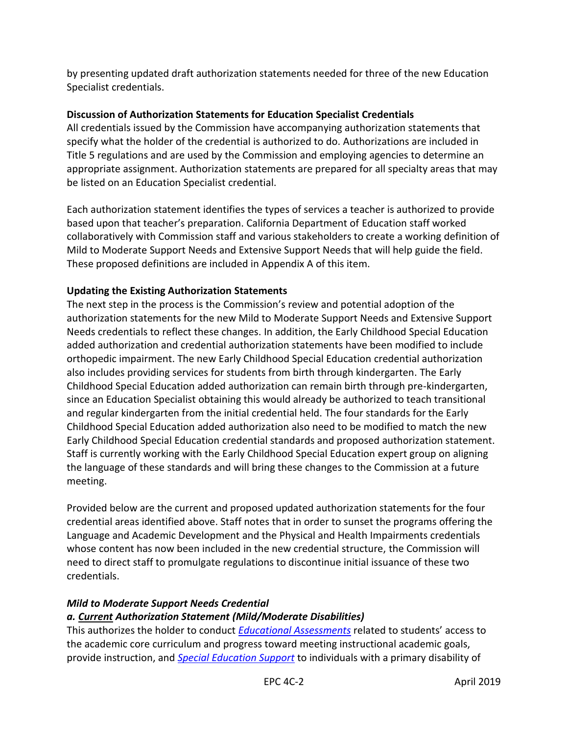by presenting updated draft authorization statements needed for three of the new Education Specialist credentials.

**Discussion of Authorization Statements for Education Specialist Credentials**

All credentials issued by the Commission have accompanying authorization statements that specify what the holder of the credential is authorized to do. Authorizations are included in Title 5 regulations and are used by the Commission and employing agencies to determine an appropriate assignment. Authorization statements are prepared for all specialty areas that may be listed on an Education Specialist credential.

Each authorization statement identifies the types of services a teacher is authorized to provide based upon that teacher's preparation. California Department of Education staff worked collaboratively with Commission staff and various stakeholders to create a working definition of Mild to Moderate Support Needs and Extensive Support Needs that will help guide the field. These proposed definitions are included in Appendix A of this item.

**Updating the Existing Authorization Statements**

The next step in the process is the Commission's review and potential adoption of the authorization statements for the new Mild to Moderate Support Needs and Extensive Support Needs credentials to reflect these changes. In addition, the Early Childhood Special Education added authorization and credential authorization statements have been modified to include orthopedic impairment. The new Early Childhood Special Education credential authorization also includes providing services for students from birth through kindergarten. The Early Childhood Special Education added authorization can remain birth through pre-kindergarten, since an Education Specialist obtaining this would already be authorized to teach transitional and regular kindergarten from the initial credential held. The four standards for the Early Childhood Special Education added authorization also need to be modified to match the new Early Childhood Special Education credential standards and proposed authorization statement. Staff is currently working with the Early Childhood Special Education expert group on aligning the language of these standards and will bring these changes to the Commission at a future meeting.

Provided below are the current and proposed updated authorization statements for the four credential areas identified above. Staff notes that in order to sunset the programs offering the Language and Academic Development and the Physical and Health Impairments credentials whose content has now been included in the new credential structure, the Commission will need to direct staff to promulgate regulations to discontinue initial issuance of these two credentials.

***Mild to Moderate Support Needs Credential***

***a. Current Authorization Statement (Mild/Moderate Disabilities)***

This authorizes the holder to conduct *Educational Assessments* related to students' access to the academic core curriculum and progress toward meeting instructional academic goals, provide instruction, and *Special Education Support* to individuals with a primary disability of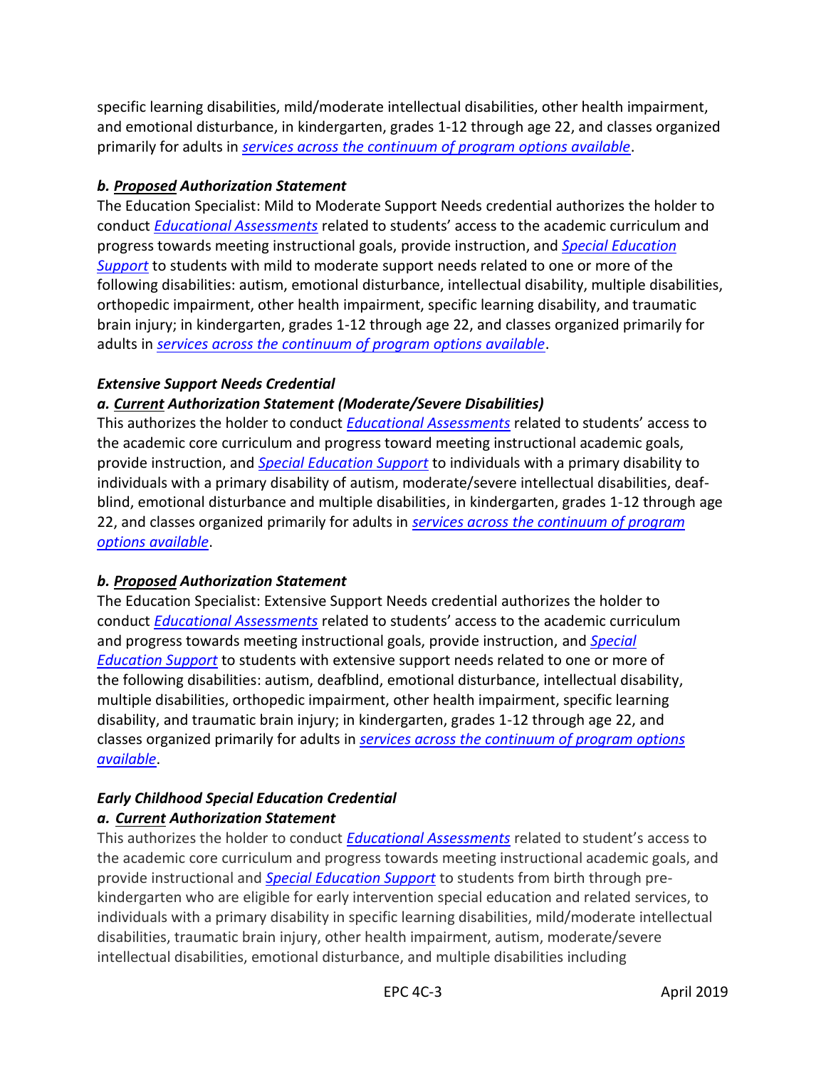specific learning disabilities, mild/moderate intellectual disabilities, other health impairment, and emotional disturbance, in kindergarten, grades 1-12 through age 22, and classes organized primarily for adults in *services across the continuum of program options available*.

***b. Proposed Authorization Statement***

The Education Specialist: Mild to Moderate Support Needs credential authorizes the holder to conduct *Educational Assessments* related to students' access to the academic curriculum and progress towards meeting instructional goals, provide instruction, and *Special Education Support* to students with mild to moderate support needs related to one or more of the following disabilities: autism, emotional disturbance, intellectual disability, multiple disabilities, orthopedic impairment, other health impairment, specific learning disability, and traumatic brain injury; in kindergarten, grades 1-12 through age 22, and classes organized primarily for adults in *services across the continuum of program options available*.

***Extensive Support Needs Credential***

***a. Current Authorization Statement (Moderate/Severe Disabilities)***

This authorizes the holder to conduct *Educational Assessments* related to students' access to the academic core curriculum and progress toward meeting instructional academic goals, provide instruction, and *Special Education Support* to individuals with a primary disability to individuals with a primary disability of autism, moderate/severe intellectual disabilities, deaf-blind, emotional disturbance and multiple disabilities, in kindergarten, grades 1-12 through age 22, and classes organized primarily for adults in *services across the continuum of program options available*.

***b. Proposed Authorization Statement***

The Education Specialist: Extensive Support Needs credential authorizes the holder to conduct *Educational Assessments* related to students' access to the academic curriculum and progress towards meeting instructional goals, provide instruction, and *Special Education Support* to students with extensive support needs related to one or more of the following disabilities: autism, deafblind, emotional disturbance, intellectual disability, multiple disabilities, orthopedic impairment, other health impairment, specific learning disability, and traumatic brain injury; in kindergarten, grades 1-12 through age 22, and classes organized primarily for adults in *services across the continuum of program options available*.

***Early Childhood Special Education Credential***

***a. Current Authorization Statement***

This authorizes the holder to conduct *Educational Assessments* related to student's access to the academic core curriculum and progress towards meeting instructional academic goals, and provide instructional and *Special Education Support* to students from birth through pre-kindergarten who are eligible for early intervention special education and related services, to individuals with a primary disability in specific learning disabilities, mild/moderate intellectual disabilities, traumatic brain injury, other health impairment, autism, moderate/severe intellectual disabilities, emotional disturbance, and multiple disabilities including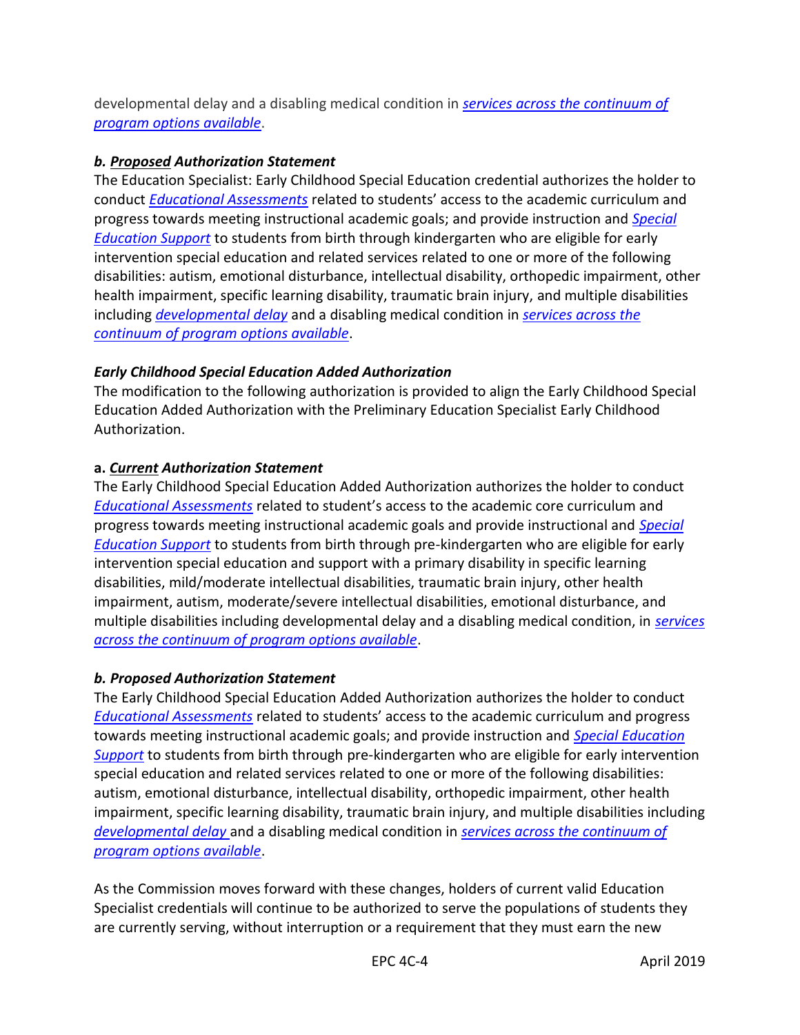developmental delay and a disabling medical condition in *services across the continuum of program options available*.

***b. Proposed Authorization Statement***

The Education Specialist: Early Childhood Special Education credential authorizes the holder to conduct *Educational Assessments* related to students' access to the academic curriculum and progress towards meeting instructional academic goals; and provide instruction and *Special Education Support* to students from birth through kindergarten who are eligible for early intervention special education and related services related to one or more of the following disabilities: autism, emotional disturbance, intellectual disability, orthopedic impairment, other health impairment, specific learning disability, traumatic brain injury, and multiple disabilities including *developmental delay* and a disabling medical condition in *services across the continuum of program options available*.

***Early Childhood Special Education Added Authorization***

The modification to the following authorization is provided to align the Early Childhood Special Education Added Authorization with the Preliminary Education Specialist Early Childhood Authorization.

**a.** ***Current Authorization Statement***

The Early Childhood Special Education Added Authorization authorizes the holder to conduct *Educational Assessments* related to student's access to the academic core curriculum and progress towards meeting instructional academic goals and provide instructional and *Special Education Support* to students from birth through pre-kindergarten who are eligible for early intervention special education and support with a primary disability in specific learning disabilities, mild/moderate intellectual disabilities, traumatic brain injury, other health impairment, autism, moderate/severe intellectual disabilities, emotional disturbance, and multiple disabilities including developmental delay and a disabling medical condition, in *services across the continuum of program options available*.

***b. Proposed Authorization Statement***

The Early Childhood Special Education Added Authorization authorizes the holder to conduct *Educational Assessments* related to students' access to the academic curriculum and progress towards meeting instructional academic goals; and provide instruction and *Special Education Support* to students from birth through pre-kindergarten who are eligible for early intervention special education and related services related to one or more of the following disabilities: autism, emotional disturbance, intellectual disability, orthopedic impairment, other health impairment, specific learning disability, traumatic brain injury, and multiple disabilities including *developmental delay* and a disabling medical condition in *services across the continuum of program options available*.

As the Commission moves forward with these changes, holders of current valid Education Specialist credentials will continue to be authorized to serve the populations of students they are currently serving, without interruption or a requirement that they must earn the new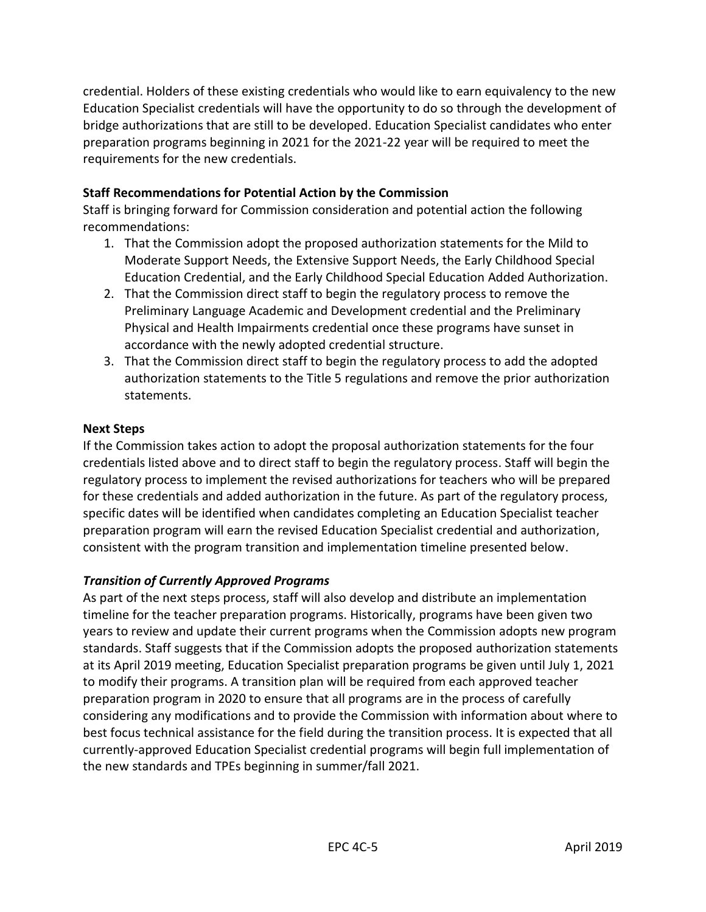credential. Holders of these existing credentials who would like to earn equivalency to the new Education Specialist credentials will have the opportunity to do so through the development of bridge authorizations that are still to be developed. Education Specialist candidates who enter preparation programs beginning in 2021 for the 2021-22 year will be required to meet the requirements for the new credentials.

**Staff Recommendations for Potential Action by the Commission**

Staff is bringing forward for Commission consideration and potential action the following recommendations:

1. That the Commission adopt the proposed authorization statements for the Mild to Moderate Support Needs, the Extensive Support Needs, the Early Childhood Special Education Credential, and the Early Childhood Special Education Added Authorization.
2. That the Commission direct staff to begin the regulatory process to remove the Preliminary Language Academic and Development credential and the Preliminary Physical and Health Impairments credential once these programs have sunset in accordance with the newly adopted credential structure.
3. That the Commission direct staff to begin the regulatory process to add the adopted authorization statements to the Title 5 regulations and remove the prior authorization statements.

**Next Steps**

If the Commission takes action to adopt the proposal authorization statements for the four credentials listed above and to direct staff to begin the regulatory process. Staff will begin the regulatory process to implement the revised authorizations for teachers who will be prepared for these credentials and added authorization in the future. As part of the regulatory process, specific dates will be identified when candidates completing an Education Specialist teacher preparation program will earn the revised Education Specialist credential and authorization, consistent with the program transition and implementation timeline presented below.

***Transition of Currently Approved Programs***

As part of the next steps process, staff will also develop and distribute an implementation timeline for the teacher preparation programs. Historically, programs have been given two years to review and update their current programs when the Commission adopts new program standards. Staff suggests that if the Commission adopts the proposed authorization statements at its April 2019 meeting, Education Specialist preparation programs be given until July 1, 2021 to modify their programs. A transition plan will be required from each approved teacher preparation program in 2020 to ensure that all programs are in the process of carefully considering any modifications and to provide the Commission with information about where to best focus technical assistance for the field during the transition process. It is expected that all currently-approved Education Specialist credential programs will begin full implementation of the new standards and TPEs beginning in summer/fall 2021.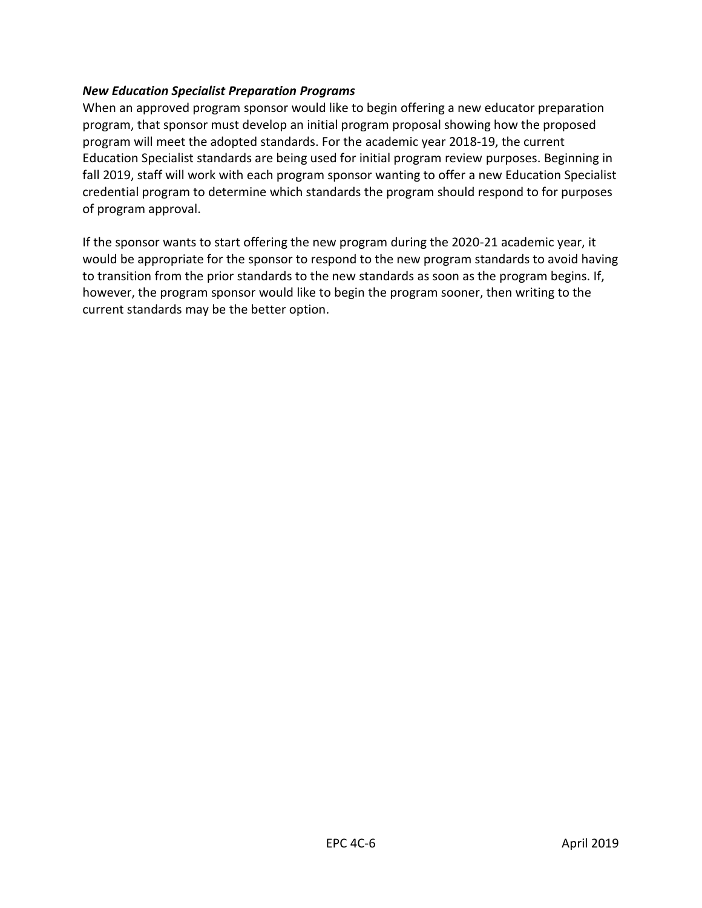***New Education Specialist Preparation Programs***

When an approved program sponsor would like to begin offering a new educator preparation program, that sponsor must develop an initial program proposal showing how the proposed program will meet the adopted standards. For the academic year 2018-19, the current Education Specialist standards are being used for initial program review purposes. Beginning in fall 2019, staff will work with each program sponsor wanting to offer a new Education Specialist credential program to determine which standards the program should respond to for purposes of program approval.

If the sponsor wants to start offering the new program during the 2020-21 academic year, it would be appropriate for the sponsor to respond to the new program standards to avoid having to transition from the prior standards to the new standards as soon as the program begins. If, however, the program sponsor would like to begin the program sooner, then writing to the current standards may be the better option.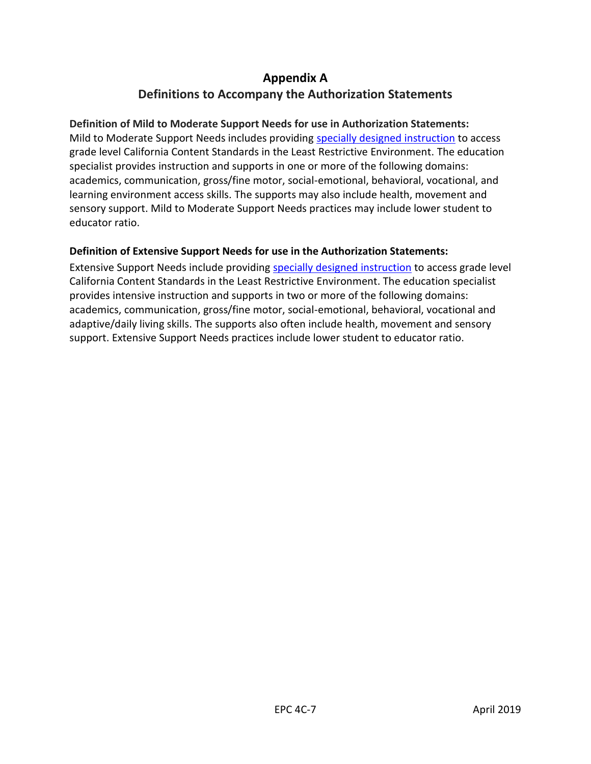# Appendix A
## Definitions to Accompany the Authorization Statements

**Definition of Mild to Moderate Support Needs for use in Authorization Statements:**
Mild to Moderate Support Needs includes providing specially designed instruction to access grade level California Content Standards in the Least Restrictive Environment. The education specialist provides instruction and supports in one or more of the following domains: academics, communication, gross/fine motor, social-emotional, behavioral, vocational, and learning environment access skills. The supports may also include health, movement and sensory support. Mild to Moderate Support Needs practices may include lower student to educator ratio.

**Definition of Extensive Support Needs for use in the Authorization Statements:**
Extensive Support Needs include providing specially designed instruction to access grade level California Content Standards in the Least Restrictive Environment. The education specialist provides intensive instruction and supports in two or more of the following domains: academics, communication, gross/fine motor, social-emotional, behavioral, vocational and adaptive/daily living skills. The supports also often include health, movement and sensory support. Extensive Support Needs practices include lower student to educator ratio.